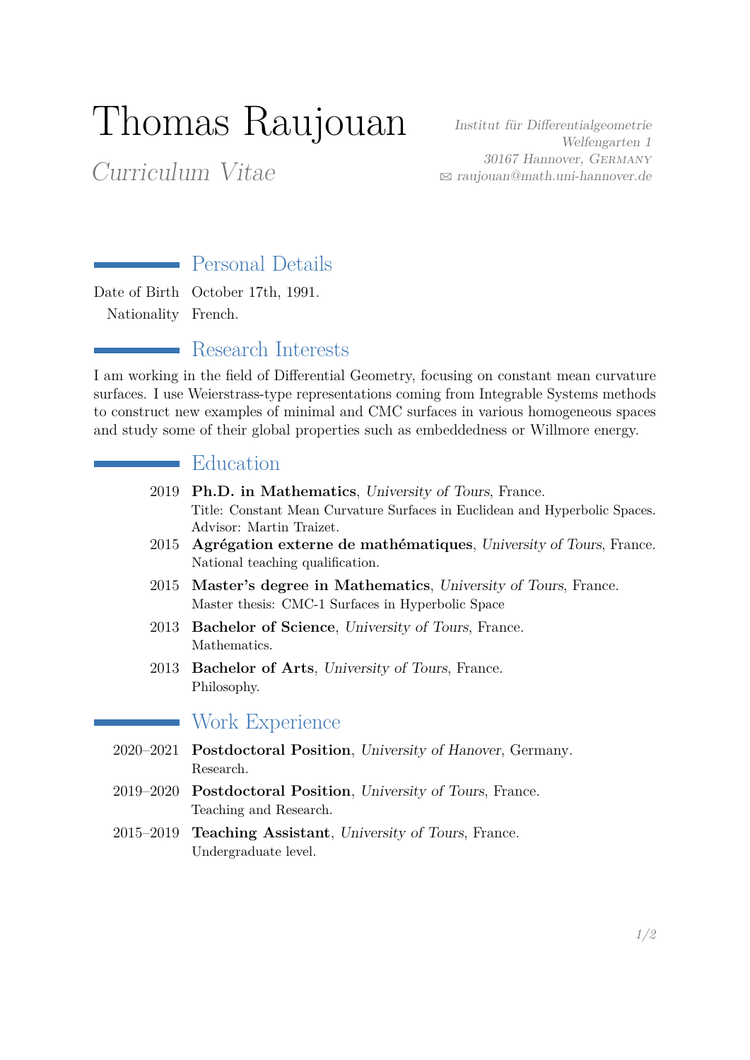# Thomas Raujouan

*Curriculum Vitae*

*Institut für Differentialgeometrie*
*Welfengarten 1*
*30167 Hannover, Germany*
✉ raujouan@math.uni-hannover.de

## Personal Details

Date of Birth October 17th, 1991.

Nationality French.

## Research Interests

I am working in the field of Differential Geometry, focusing on constant mean curvature surfaces. I use Weierstrass-type representations coming from Integrable Systems methods to construct new examples of minimal and CMC surfaces in various homogeneous spaces and study some of their global properties such as embeddedness or Willmore energy.

## Education

2019 **Ph.D. in Mathematics**, *University of Tours*, France.
Title: Constant Mean Curvature Surfaces in Euclidean and Hyperbolic Spaces.
Advisor: Martin Traizet.

2015 **Agrégation externe de mathématiques**, *University of Tours*, France.
National teaching qualification.

2015 **Master's degree in Mathematics**, *University of Tours*, France.
Master thesis: CMC-1 Surfaces in Hyperbolic Space

2013 **Bachelor of Science**, *University of Tours*, France.
Mathematics.

2013 **Bachelor of Arts**, *University of Tours*, France.
Philosophy.

## Work Experience

2020–2021 **Postdoctoral Position**, *University of Hanover*, Germany.
Research.

2019–2020 **Postdoctoral Position**, *University of Tours*, France.
Teaching and Research.

2015–2019 **Teaching Assistant**, *University of Tours*, France.
Undergraduate level.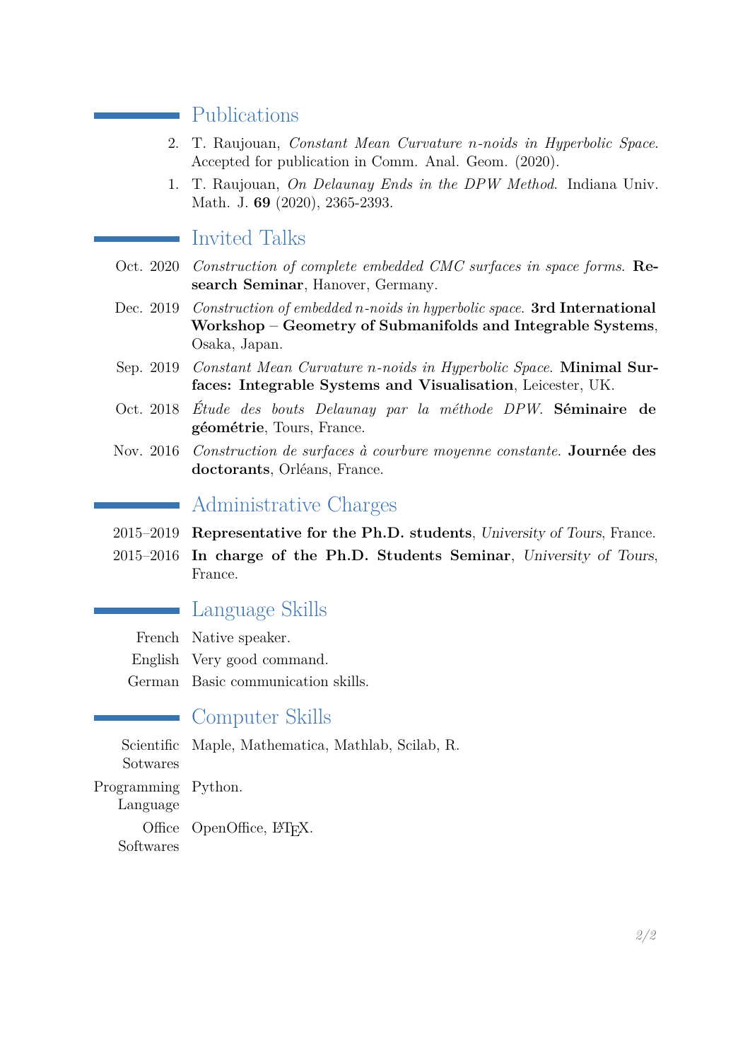## Publications

2. T. Raujouan, *Constant Mean Curvature $n$-noids in Hyperbolic Space*. Accepted for publication in Comm. Anal. Geom. (2020).
1. T. Raujouan, *On Delaunay Ends in the DPW Method*. Indiana Univ. Math. J. **69** (2020), 2365-2393.

## Invited Talks

Oct. 2020 *Construction of complete embedded CMC surfaces in space forms.* **Research Seminar**, Hanover, Germany.

Dec. 2019 *Construction of embedded $n$-noids in hyperbolic space.* **3rd International Workshop – Geometry of Submanifolds and Integrable Systems**, Osaka, Japan.

Sep. 2019 *Constant Mean Curvature $n$-noids in Hyperbolic Space.* **Minimal Surfaces: Integrable Systems and Visualisation**, Leicester, UK.

Oct. 2018 *Étude des bouts Delaunay par la méthode DPW.* **Séminaire de géométrie**, Tours, France.

Nov. 2016 *Construction de surfaces à courbure moyenne constante.* **Journée des doctorants**, Orléans, France.

## Administrative Charges

2015–2019 **Representative for the Ph.D. students**, *University of Tours*, France.

2015–2016 **In charge of the Ph.D. Students Seminar**, *University of Tours*, France.

## Language Skills

French Native speaker.

English Very good command.

German Basic communication skills.

## Computer Skills

Scientific Sotwares Maple, Mathematica, Mathlab, Scilab, R.

Programming Language Python.

Office Softwares OpenOffice, LaTeX.